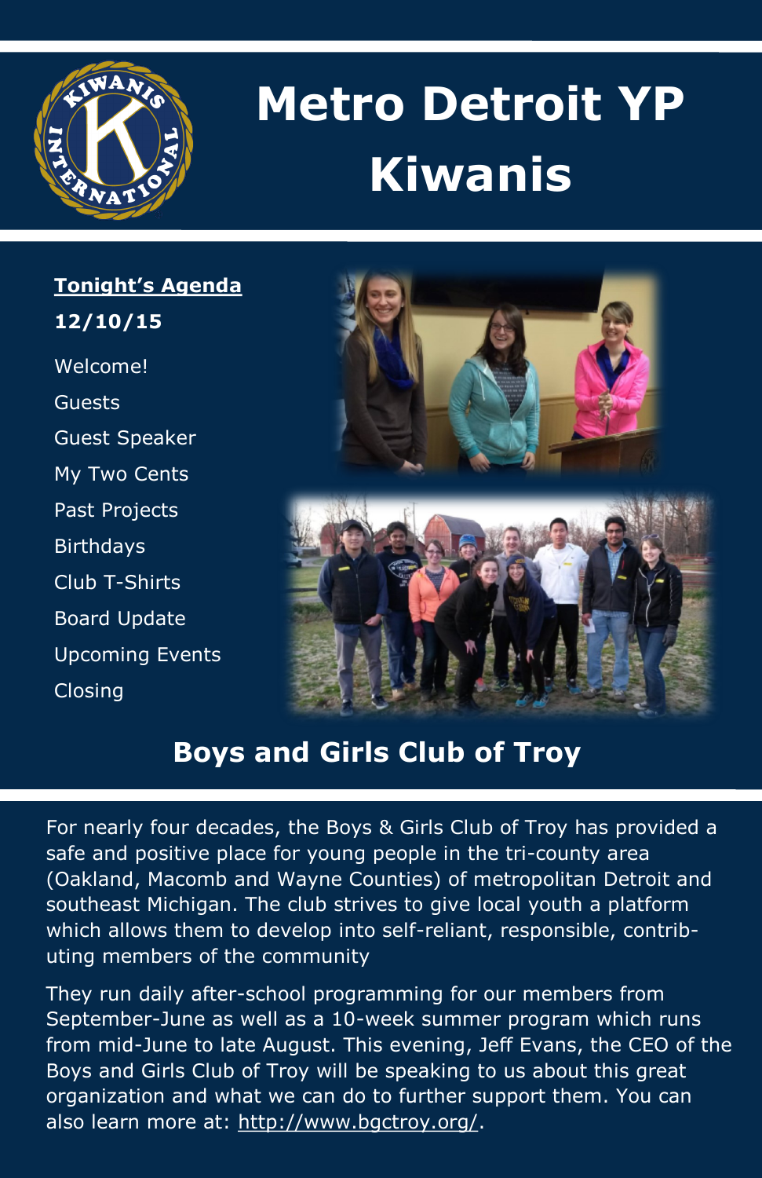# Metro Detroit YP Kiwanis

**Tonight's Agenda**

**12/10/15**

- Welcome!
- Guests
- Guest Speaker
- My Two Cents
- Past Projects
- Birthdays
- Club T-Shirts
- Board Update
- Upcoming Events
- Closing

## Boys and Girls Club of Troy

For nearly four decades, the Boys & Girls Club of Troy has provided a safe and positive place for young people in the tri-county area (Oakland, Macomb and Wayne Counties) of metropolitan Detroit and southeast Michigan. The club strives to give local youth a platform which allows them to develop into self-reliant, responsible, contributing members of the community

They run daily after-school programming for our members from September-June as well as a 10-week summer program which runs from mid-June to late August. This evening, Jeff Evans, the CEO of the Boys and Girls Club of Troy will be speaking to us about this great organization and what we can do to further support them. You can also learn more at: http://www.bgctroy.org/.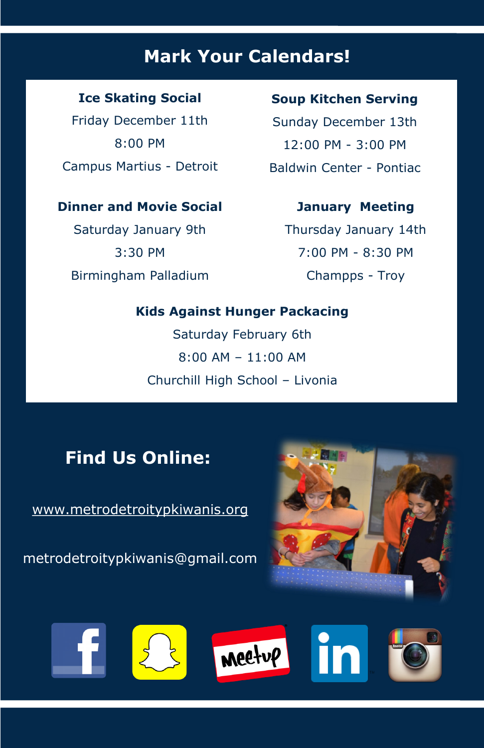## Mark Your Calendars!

**Ice Skating Social**

Friday December 11th

8:00 PM

Campus Martius - Detroit

**Soup Kitchen Serving**

Sunday December 13th

12:00 PM - 3:00 PM

Baldwin Center - Pontiac

**Dinner and Movie Social**

Saturday January 9th

3:30 PM

Birmingham Palladium

**January Meeting**

Thursday January 14th

7:00 PM - 8:30 PM

Champps - Troy

**Kids Against Hunger Packacing**

Saturday February 6th

8:00 AM – 11:00 AM

Churchill High School – Livonia

## Find Us Online:

www.metrodetroitypkiwanis.org

metrodetroitypkiwanis@gmail.com